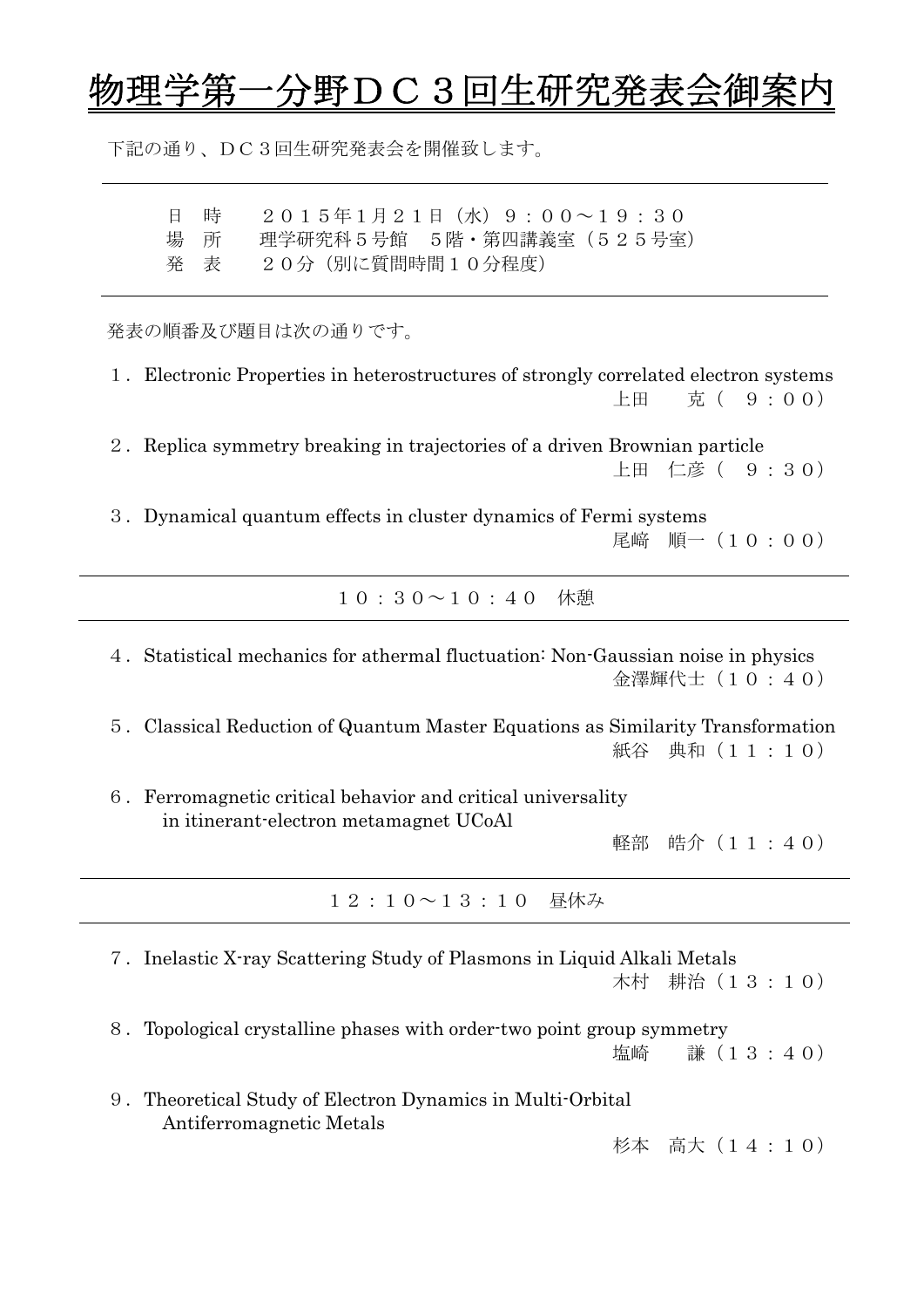# 物理学第一分野ＤＣ３回生研究発表会御案内

下記の通り、ＤＣ３回生研究発表会を開催致します。

---

日　時　　２０１５年1月２１日（水）９：００～１９：３０
場　所　　理学研究科５号館　５階・第四講義室（５２５号室）
発　表　　２０分（別に質問時間１０分程度）

---

発表の順番及び題目は次の通りです。

１．Electronic Properties in heterostructures of strongly correlated electron systems
上田　　克（　９：００）

２．Replica symmetry breaking in trajectories of a driven Brownian particle
上田　仁彦（　９：３０）

３．Dynamical quantum effects in cluster dynamics of Fermi systems
尾崎　順一（１０：００）

---

１０：３０～１０：４０　休憩

---

４．Statistical mechanics for athermal fluctuation: Non-Gaussian noise in physics
金澤輝代士（１０：４０）

５．Classical Reduction of Quantum Master Equations as Similarity Transformation
紙谷　典和（１１：１０）

６．Ferromagnetic critical behavior and critical universality in itinerant-electron metamagnet UCoAl
軽部　皓介（１１：４０）

---

１２：１０～１３：１０　昼休み

---

７．Inelastic X-ray Scattering Study of Plasmons in Liquid Alkali Metals
木村　耕治（１３：１０）

８．Topological crystalline phases with order-two point group symmetry
塩崎　　謙（１３：４０）

９．Theoretical Study of Electron Dynamics in Multi-Orbital Antiferromagnetic Metals
杉本　高大（１４：１０）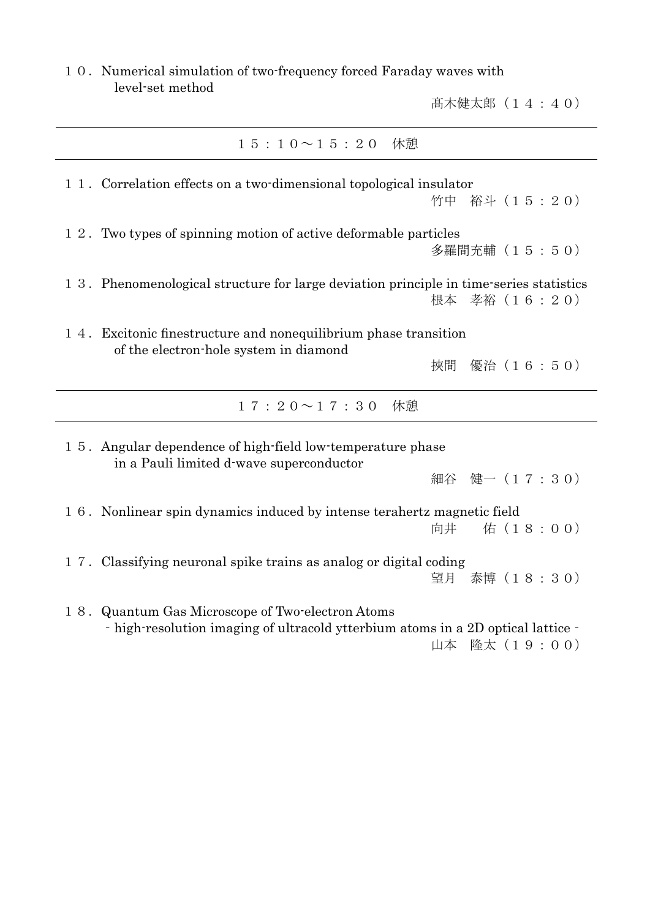１０．Numerical simulation of two-frequency forced Faraday waves with level-set method

髙木健太郎（１４：４０）

---

１５：１０～１５：２０　休憩

---

１１．Correlation effects on a two-dimensional topological insulator

竹中　裕斗（１５：２０）

１２．Two types of spinning motion of active deformable particles

多羅間充輔（１５：５０）

１３．Phenomenological structure for large deviation principle in time-series statistics

根本　孝裕（１６：２０）

１４．Excitonic finestructure and nonequilibrium phase transition of the electron-hole system in diamond

挾間　優治（１６：５０）

---

１７：２０～１７：３０　休憩

---

１５．Angular dependence of high-field low-temperature phase in a Pauli limited d-wave superconductor

細谷　健一（１７：３０）

１６．Nonlinear spin dynamics induced by intense terahertz magnetic field

向井　　佑（１８：００）

１７．Classifying neuronal spike trains as analog or digital coding

望月　泰博（１８：３０）

１８．Quantum Gas Microscope of Two-electron Atoms
- high-resolution imaging of ultracold ytterbium atoms in a 2D optical lattice -

山本　隆太（１９：００）